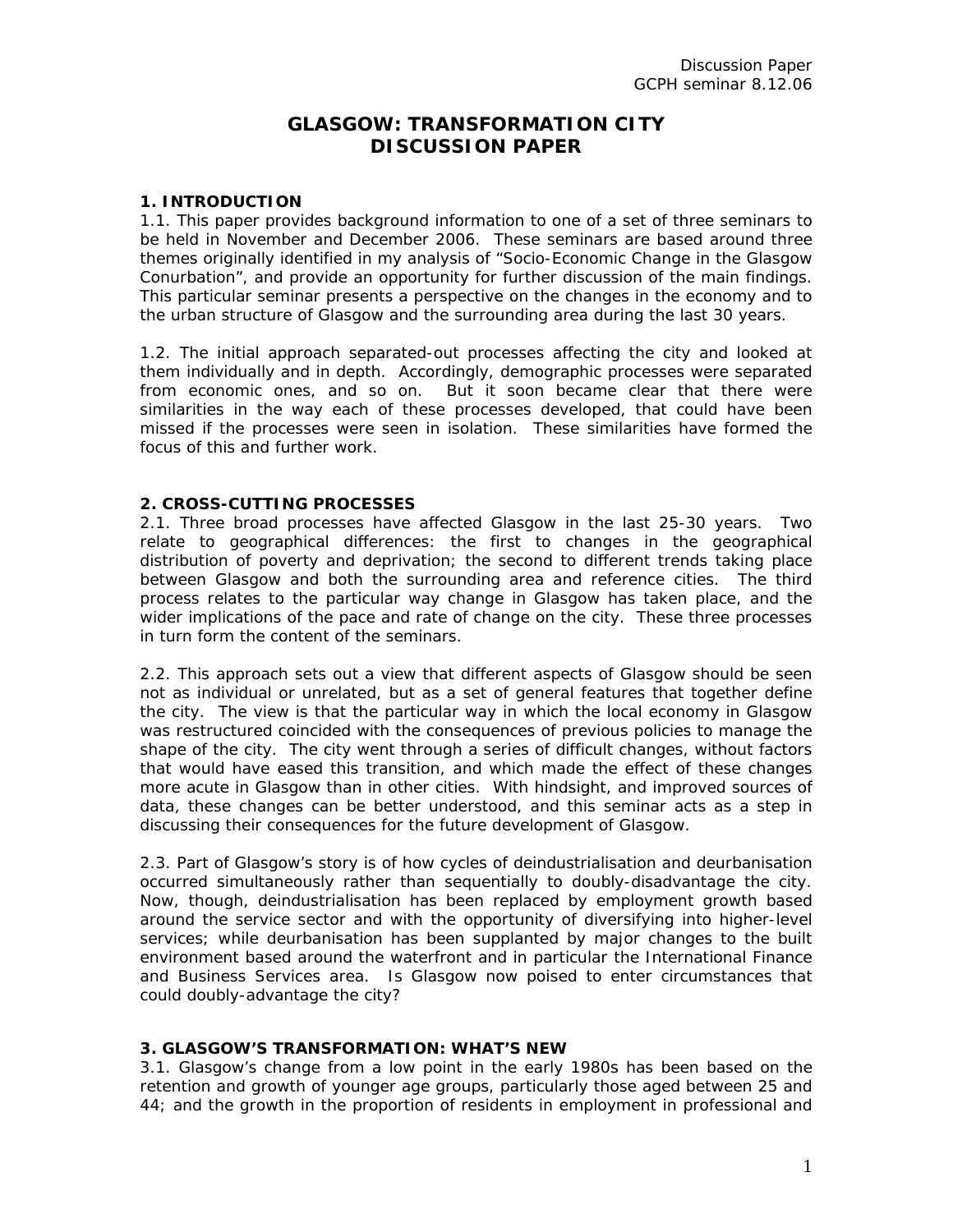Discussion Paper
GCPH seminar 8.12.06

# GLASGOW: TRANSFORMATION CITY
# DISCUSSION PAPER

## 1. INTRODUCTION

1.1. This paper provides background information to one of a set of three seminars to be held in November and December 2006. These seminars are based around three themes originally identified in my analysis of "Socio-Economic Change in the Glasgow Conurbation", and provide an opportunity for further discussion of the main findings. This particular seminar presents a perspective on the changes in the economy and to the urban structure of Glasgow and the surrounding area during the last 30 years.

1.2. The initial approach separated-out processes affecting the city and looked at them individually and in depth. Accordingly, demographic processes were separated from economic ones, and so on. But it soon became clear that there were similarities in the way each of these processes developed, that could have been missed if the processes were seen in isolation. These similarities have formed the focus of this and further work.

## 2. CROSS-CUTTING PROCESSES

2.1. Three broad processes have affected Glasgow in the last 25-30 years. Two relate to geographical differences: the first to changes in the geographical distribution of poverty and deprivation; the second to different trends taking place between Glasgow and both the surrounding area and reference cities. The third process relates to the particular way change in Glasgow has taken place, and the wider implications of the pace and rate of change on the city. These three processes in turn form the content of the seminars.

2.2. This approach sets out a view that different aspects of Glasgow should be seen not as individual or unrelated, but as a set of general features that together define the city. The view is that the particular way in which the local economy in Glasgow was restructured coincided with the consequences of previous policies to manage the shape of the city. The city went through a series of difficult changes, without factors that would have eased this transition, and which made the effect of these changes more acute in Glasgow than in other cities. With hindsight, and improved sources of data, these changes can be better understood, and this seminar acts as a step in discussing their consequences for the future development of Glasgow.

2.3. Part of Glasgow's story is of how cycles of deindustrialisation and deurbanisation occurred simultaneously rather than sequentially to doubly-disadvantage the city. Now, though, deindustrialisation has been replaced by employment growth based around the service sector and with the opportunity of diversifying into higher-level services; while deurbanisation has been supplanted by major changes to the built environment based around the waterfront and in particular the International Finance and Business Services area. Is Glasgow now poised to enter circumstances that could doubly-advantage the city?

## 3. GLASGOW'S TRANSFORMATION: WHAT'S NEW

3.1. Glasgow's change from a low point in the early 1980s has been based on the retention and growth of younger age groups, particularly those aged between 25 and 44; and the growth in the proportion of residents in employment in professional and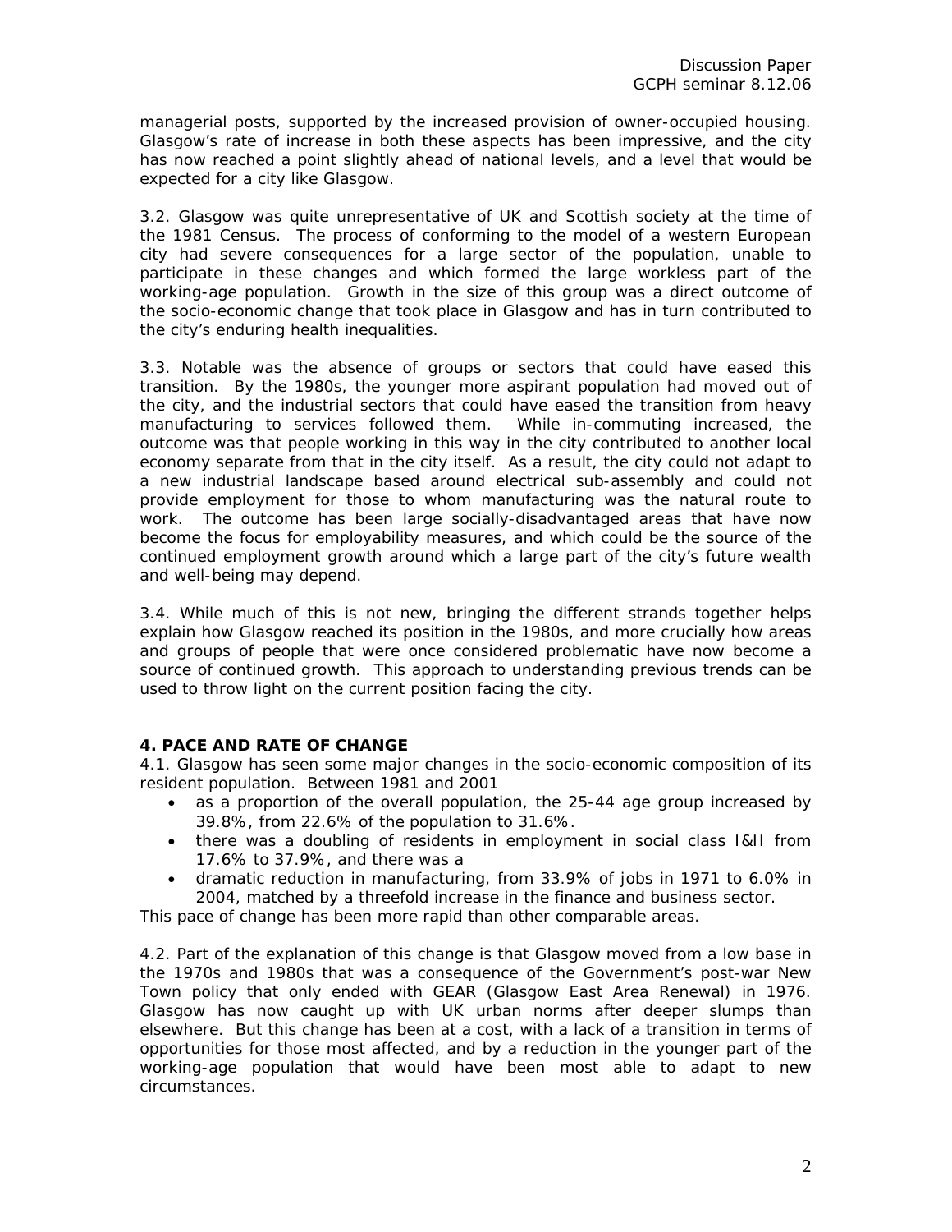managerial posts, supported by the increased provision of owner-occupied housing. Glasgow's rate of increase in both these aspects has been impressive, and the city has now reached a point slightly ahead of national levels, and a level that would be expected for a city like Glasgow.

3.2. Glasgow was quite unrepresentative of UK and Scottish society at the time of the 1981 Census. The process of conforming to the model of a western European city had severe consequences for a large sector of the population, unable to participate in these changes and which formed the large workless part of the working-age population. Growth in the size of this group was a direct outcome of the socio-economic change that took place in Glasgow and has in turn contributed to the city's enduring health inequalities.

3.3. Notable was the absence of groups or sectors that could have eased this transition. By the 1980s, the younger more aspirant population had moved out of the city, and the industrial sectors that could have eased the transition from heavy manufacturing to services followed them. While in-commuting increased, the outcome was that people working in this way in the city contributed to another local economy separate from that in the city itself. As a result, the city could not adapt to a new industrial landscape based around electrical sub-assembly and could not provide employment for those to whom manufacturing was the natural route to work. The outcome has been large socially-disadvantaged areas that have now become the focus for employability measures, and which could be the source of the continued employment growth around which a large part of the city's future wealth and well-being may depend.

3.4. While much of this is not new, bringing the different strands together helps explain how Glasgow reached its position in the 1980s, and more crucially how areas and groups of people that were once considered problematic have now become a source of continued growth. This approach to understanding previous trends can be used to throw light on the current position facing the city.

## 4. PACE AND RATE OF CHANGE

4.1. Glasgow has seen some major changes in the socio-economic composition of its resident population. Between 1981 and 2001

- as a proportion of the overall population, the 25-44 age group increased by 39.8%, from 22.6% of the population to 31.6%.
- there was a doubling of residents in employment in social class I&II from 17.6% to 37.9%, and there was a
- dramatic reduction in manufacturing, from 33.9% of jobs in 1971 to 6.0% in 2004, matched by a threefold increase in the finance and business sector.

This pace of change has been more rapid than other comparable areas.

4.2. Part of the explanation of this change is that Glasgow moved from a low base in the 1970s and 1980s that was a consequence of the Government's post-war New Town policy that only ended with GEAR (Glasgow East Area Renewal) in 1976. Glasgow has now caught up with UK urban norms after deeper slumps than elsewhere. But this change has been at a cost, with a lack of a transition in terms of opportunities for those most affected, and by a reduction in the younger part of the working-age population that would have been most able to adapt to new circumstances.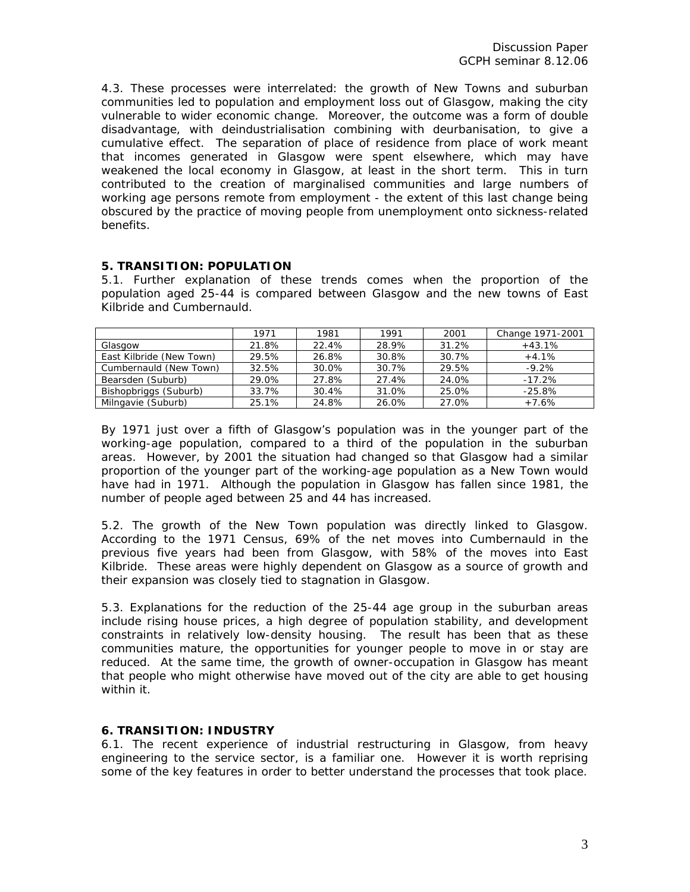4.3. These processes were interrelated: the growth of New Towns and suburban communities led to population and employment loss out of Glasgow, making the city vulnerable to wider economic change. Moreover, the outcome was a form of double disadvantage, with deindustrialisation combining with deurbanisation, to give a cumulative effect. The separation of place of residence from place of work meant that incomes generated in Glasgow were spent elsewhere, which may have weakened the local economy in Glasgow, at least in the short term. This in turn contributed to the creation of marginalised communities and large numbers of working age persons remote from employment - the extent of this last change being obscured by the practice of moving people from unemployment onto sickness-related benefits.

## 5. TRANSITION: POPULATION

5.1. Further explanation of these trends comes when the proportion of the population aged 25-44 is compared between Glasgow and the new towns of East Kilbride and Cumbernauld.

| | 1971 | 1981 | 1991 | 2001 | Change 1971-2001 |
|---|---|---|---|---|---|
| Glasgow | 21.8% | 22.4% | 28.9% | 31.2% | +43.1% |
| East Kilbride (New Town) | 29.5% | 26.8% | 30.8% | 30.7% | +4.1% |
| Cumbernauld (New Town) | 32.5% | 30.0% | 30.7% | 29.5% | -9.2% |
| Bearsden (Suburb) | 29.0% | 27.8% | 27.4% | 24.0% | -17.2% |
| Bishopbriggs (Suburb) | 33.7% | 30.4% | 31.0% | 25.0% | -25.8% |
| Milngavie (Suburb) | 25.1% | 24.8% | 26.0% | 27.0% | +7.6% |

By 1971 just over a fifth of Glasgow's population was in the younger part of the working-age population, compared to a third of the population in the suburban areas. However, by 2001 the situation had changed so that Glasgow had a similar proportion of the younger part of the working-age population as a New Town would have had in 1971. Although the population in Glasgow has fallen since 1981, the number of people aged between 25 and 44 has increased.

5.2. The growth of the New Town population was directly linked to Glasgow. According to the 1971 Census, 69% of the net moves into Cumbernauld in the previous five years had been from Glasgow, with 58% of the moves into East Kilbride. These areas were highly dependent on Glasgow as a source of growth and their expansion was closely tied to stagnation in Glasgow.

5.3. Explanations for the reduction of the 25-44 age group in the suburban areas include rising house prices, a high degree of population stability, and development constraints in relatively low-density housing. The result has been that as these communities mature, the opportunities for younger people to move in or stay are reduced. At the same time, the growth of owner-occupation in Glasgow has meant that people who might otherwise have moved out of the city are able to get housing within it.

## 6. TRANSITION: INDUSTRY

6.1. The recent experience of industrial restructuring in Glasgow, from heavy engineering to the service sector, is a familiar one. However it is worth reprising some of the key features in order to better understand the processes that took place.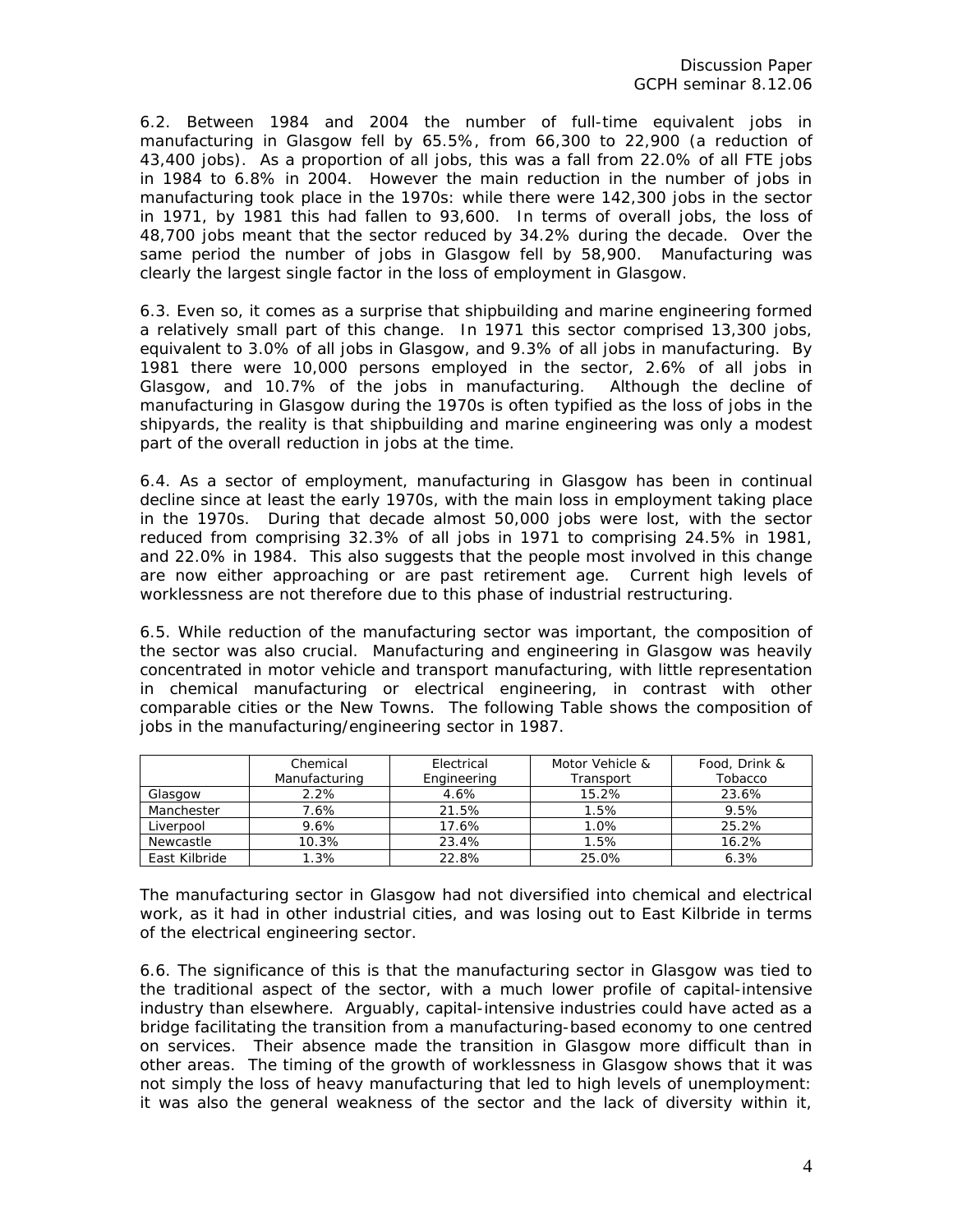6.2. Between 1984 and 2004 the number of full-time equivalent jobs in manufacturing in Glasgow fell by 65.5%, from 66,300 to 22,900 (a reduction of 43,400 jobs). As a proportion of all jobs, this was a fall from 22.0% of all FTE jobs in 1984 to 6.8% in 2004. However the main reduction in the number of jobs in manufacturing took place in the 1970s: while there were 142,300 jobs in the sector in 1971, by 1981 this had fallen to 93,600. In terms of overall jobs, the loss of 48,700 jobs meant that the sector reduced by 34.2% during the decade. Over the same period the number of jobs in Glasgow fell by 58,900. Manufacturing was clearly the largest single factor in the loss of employment in Glasgow.

6.3. Even so, it comes as a surprise that shipbuilding and marine engineering formed a relatively small part of this change. In 1971 this sector comprised 13,300 jobs, equivalent to 3.0% of all jobs in Glasgow, and 9.3% of all jobs in manufacturing. By 1981 there were 10,000 persons employed in the sector, 2.6% of all jobs in Glasgow, and 10.7% of the jobs in manufacturing. Although the decline of manufacturing in Glasgow during the 1970s is often typified as the loss of jobs in the shipyards, the reality is that shipbuilding and marine engineering was only a modest part of the overall reduction in jobs at the time.

6.4. As a sector of employment, manufacturing in Glasgow has been in continual decline since at least the early 1970s, with the main loss in employment taking place in the 1970s. During that decade almost 50,000 jobs were lost, with the sector reduced from comprising 32.3% of all jobs in 1971 to comprising 24.5% in 1981, and 22.0% in 1984. This also suggests that the people most involved in this change are now either approaching or are past retirement age. Current high levels of worklessness are not therefore due to this phase of industrial restructuring.

6.5. While reduction of the manufacturing sector was important, the composition of the sector was also crucial. Manufacturing and engineering in Glasgow was heavily concentrated in motor vehicle and transport manufacturing, with little representation in chemical manufacturing or electrical engineering, in contrast with other comparable cities or the New Towns. The following Table shows the composition of jobs in the manufacturing/engineering sector in 1987.

| | Chemical Manufacturing | Electrical Engineering | Motor Vehicle & Transport | Food, Drink & Tobacco |
|---|---|---|---|---|
| Glasgow | 2.2% | 4.6% | 15.2% | 23.6% |
| Manchester | 7.6% | 21.5% | 1.5% | 9.5% |
| Liverpool | 9.6% | 17.6% | 1.0% | 25.2% |
| Newcastle | 10.3% | 23.4% | 1.5% | 16.2% |
| East Kilbride | 1.3% | 22.8% | 25.0% | 6.3% |

The manufacturing sector in Glasgow had not diversified into chemical and electrical work, as it had in other industrial cities, and was losing out to East Kilbride in terms of the electrical engineering sector.

6.6. The significance of this is that the manufacturing sector in Glasgow was tied to the traditional aspect of the sector, with a much lower profile of capital-intensive industry than elsewhere. Arguably, capital-intensive industries could have acted as a bridge facilitating the transition from a manufacturing-based economy to one centred on services. Their absence made the transition in Glasgow more difficult than in other areas. The timing of the growth of worklessness in Glasgow shows that it was not simply the loss of heavy manufacturing that led to high levels of unemployment: it was also the general weakness of the sector and the lack of diversity within it,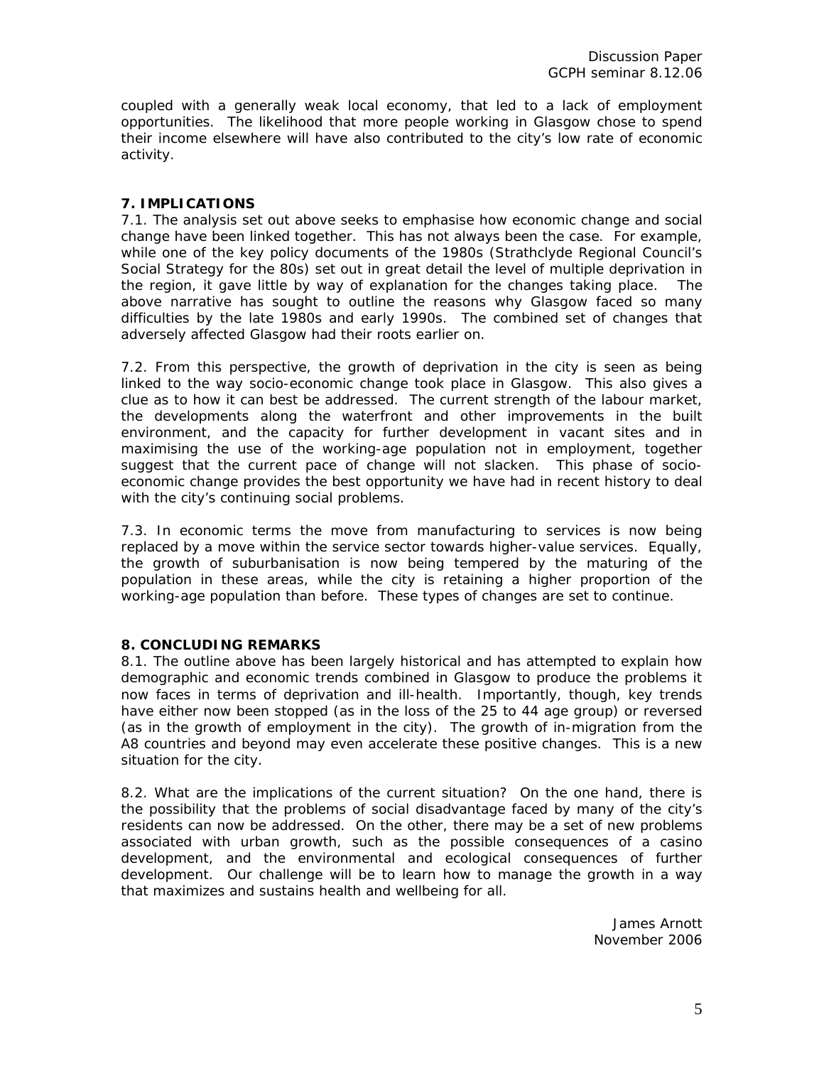coupled with a generally weak local economy, that led to a lack of employment opportunities. The likelihood that more people working in Glasgow chose to spend their income elsewhere will have also contributed to the city's low rate of economic activity.

## 7. IMPLICATIONS

7.1. The analysis set out above seeks to emphasise how economic change and social change have been linked together. This has not always been the case. For example, while one of the key policy documents of the 1980s (Strathclyde Regional Council's Social Strategy for the 80s) set out in great detail the level of multiple deprivation in the region, it gave little by way of explanation for the changes taking place. The above narrative has sought to outline the reasons why Glasgow faced so many difficulties by the late 1980s and early 1990s. The combined set of changes that adversely affected Glasgow had their roots earlier on.

7.2. From this perspective, the growth of deprivation in the city is seen as being linked to the way socio-economic change took place in Glasgow. This also gives a clue as to how it can best be addressed. The current strength of the labour market, the developments along the waterfront and other improvements in the built environment, and the capacity for further development in vacant sites and in maximising the use of the working-age population not in employment, together suggest that the current pace of change will not slacken. This phase of socio-economic change provides the best opportunity we have had in recent history to deal with the city's continuing social problems.

7.3. In economic terms the move from manufacturing to services is now being replaced by a move within the service sector towards higher-value services. Equally, the growth of suburbanisation is now being tempered by the maturing of the population in these areas, while the city is retaining a higher proportion of the working-age population than before. These types of changes are set to continue.

## 8. CONCLUDING REMARKS

8.1. The outline above has been largely historical and has attempted to explain how demographic and economic trends combined in Glasgow to produce the problems it now faces in terms of deprivation and ill-health. Importantly, though, key trends have either now been stopped (as in the loss of the 25 to 44 age group) or reversed (as in the growth of employment in the city). The growth of in-migration from the A8 countries and beyond may even accelerate these positive changes. This is a new situation for the city.

8.2. What are the implications of the current situation? On the one hand, there is the possibility that the problems of social disadvantage faced by many of the city's residents can now be addressed. On the other, there may be a set of new problems associated with urban growth, such as the possible consequences of a casino development, and the environmental and ecological consequences of further development. Our challenge will be to learn how to manage the growth in a way that maximizes and sustains health and wellbeing for all.

James Arnott
November 2006